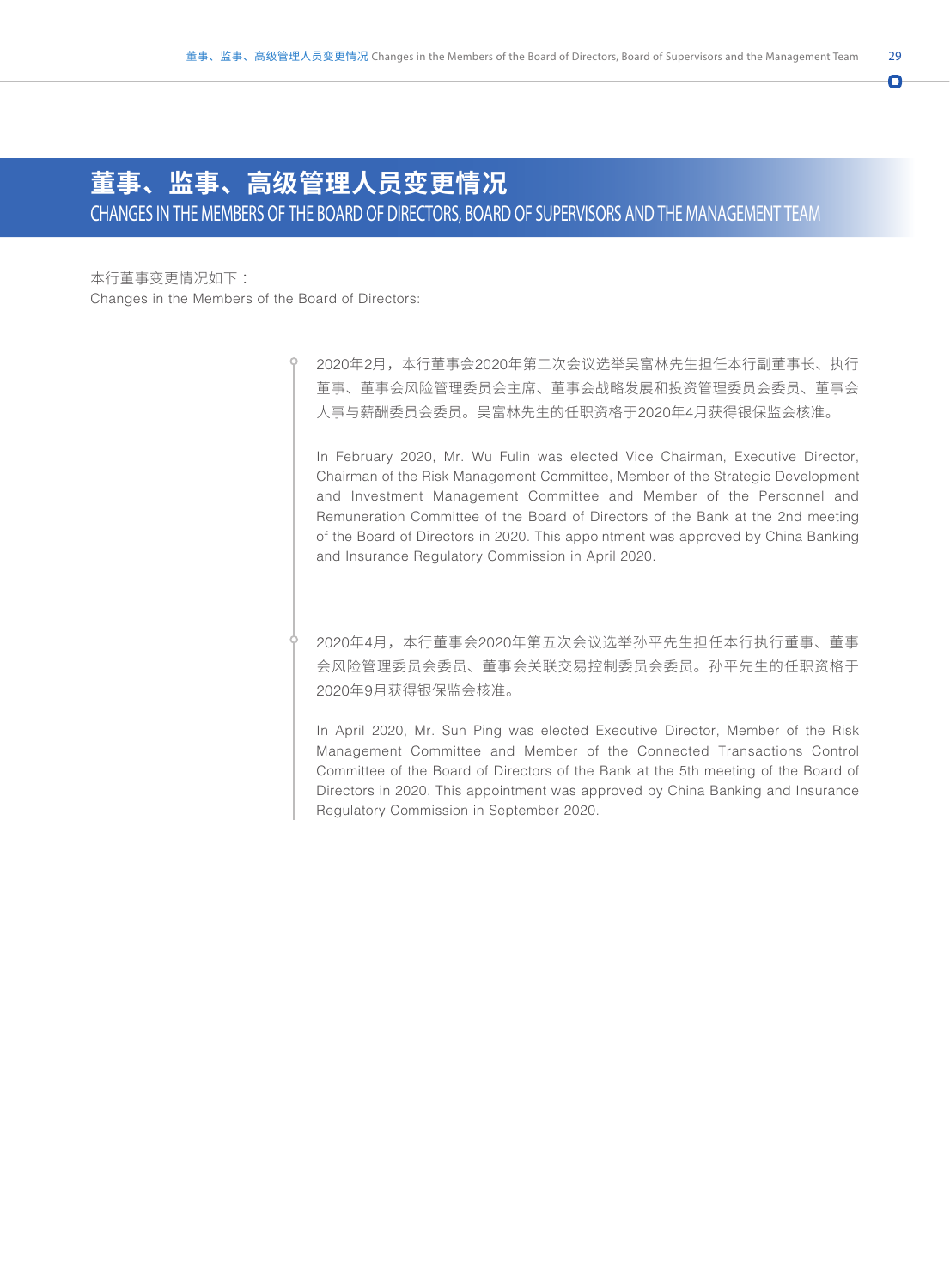# 董事、监事、高级管理人员变更情况

## CHANGES IN THE MEMBERS OF THE BOARD OF DIRECTORS, BOARD OF SUPERVISORS AND THE MANAGEMENT TEAM

本行董事变更情况如下：

Changes in the Members of the Board of Directors:

2020年2月，本行董事会2020年第二次会议选举吴富林先生担任本行副董事长、执行董事、董事会风险管理委员会主席、董事会战略发展和投资管理委员会委员、董事会人事与薪酬委员会委员。吴富林先生的任职资格于2020年4月获得银保监会核准。

In February 2020, Mr. Wu Fulin was elected Vice Chairman, Executive Director, Chairman of the Risk Management Committee, Member of the Strategic Development and Investment Management Committee and Member of the Personnel and Remuneration Committee of the Board of Directors of the Bank at the 2nd meeting of the Board of Directors in 2020. This appointment was approved by China Banking and Insurance Regulatory Commission in April 2020.

2020年4月，本行董事会2020年第五次会议选举孙平先生担任本行执行董事、董事会风险管理委员会委员、董事会关联交易控制委员会委员。孙平先生的任职资格于2020年9月获得银保监会核准。

In April 2020, Mr. Sun Ping was elected Executive Director, Member of the Risk Management Committee and Member of the Connected Transactions Control Committee of the Board of Directors of the Bank at the 5th meeting of the Board of Directors in 2020. This appointment was approved by China Banking and Insurance Regulatory Commission in September 2020.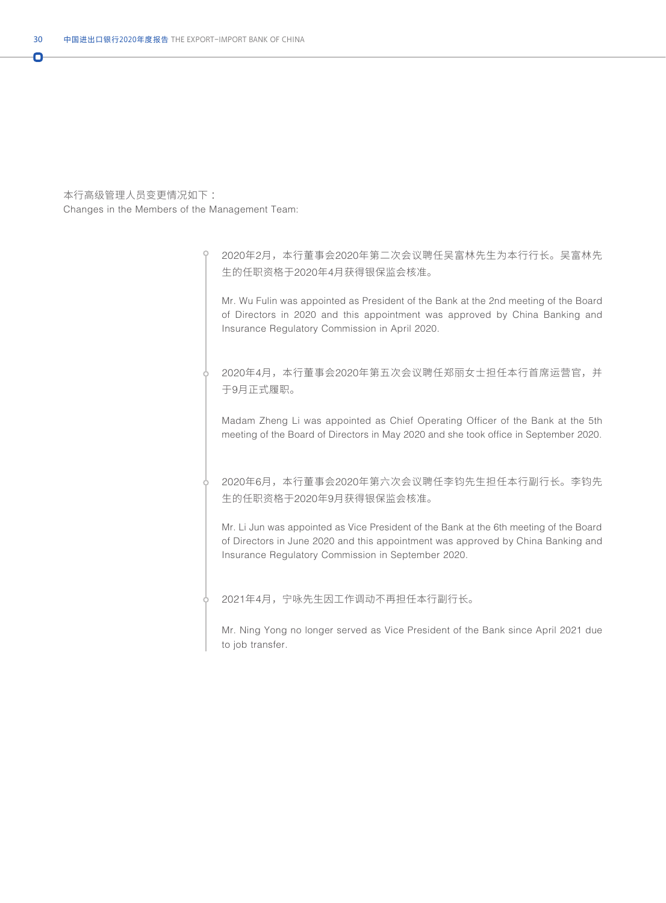本行高级管理人员变更情况如下：
Changes in the Members of the Management Team:

2020年2月，本行董事会2020年第二次会议聘任吴富林先生为本行行长。吴富林先生的任职资格于2020年4月获得银保监会核准。

Mr. Wu Fulin was appointed as President of the Bank at the 2nd meeting of the Board of Directors in 2020 and this appointment was approved by China Banking and Insurance Regulatory Commission in April 2020.

2020年4月，本行董事会2020年第五次会议聘任郑丽女士担任本行首席运营官，并于9月正式履职。

Madam Zheng Li was appointed as Chief Operating Officer of the Bank at the 5th meeting of the Board of Directors in May 2020 and she took office in September 2020.

2020年6月，本行董事会2020年第六次会议聘任李钧先生担任本行副行长。李钧先生的任职资格于2020年9月获得银保监会核准。

Mr. Li Jun was appointed as Vice President of the Bank at the 6th meeting of the Board of Directors in June 2020 and this appointment was approved by China Banking and Insurance Regulatory Commission in September 2020.

2021年4月，宁咏先生因工作调动不再担任本行副行长。

Mr. Ning Yong no longer served as Vice President of the Bank since April 2021 due to job transfer.